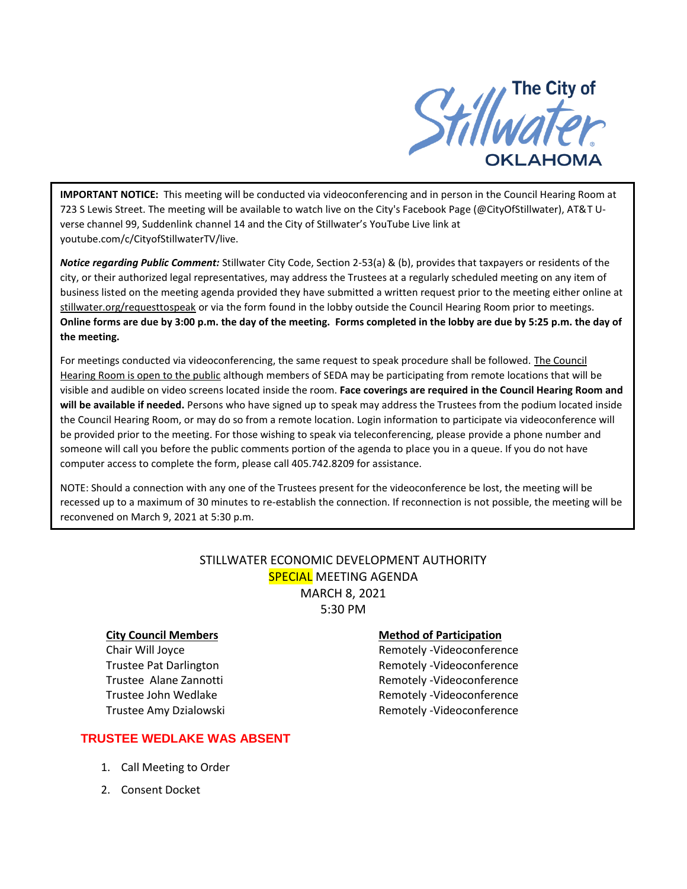The City of Stillwater OKLAHOMA

**IMPORTANT NOTICE:** This meeting will be conducted via videoconferencing and in person in the Council Hearing Room at 723 S Lewis Street. The meeting will be available to watch live on the City's Facebook Page (@CityOfStillwater), AT&T U-verse channel 99, Suddenlink channel 14 and the City of Stillwater's YouTube Live link at youtube.com/c/CityofStillwaterTV/live.

***Notice regarding Public Comment:*** Stillwater City Code, Section 2-53(a) & (b), provides that taxpayers or residents of the city, or their authorized legal representatives, may address the Trustees at a regularly scheduled meeting on any item of business listed on the meeting agenda provided they have submitted a written request prior to the meeting either online at stillwater.org/requesttospeak or via the form found in the lobby outside the Council Hearing Room prior to meetings. **Online forms are due by 3:00 p.m. the day of the meeting. Forms completed in the lobby are due by 5:25 p.m. the day of the meeting.**

For meetings conducted via videoconferencing, the same request to speak procedure shall be followed. The Council Hearing Room is open to the public although members of SEDA may be participating from remote locations that will be visible and audible on video screens located inside the room. **Face coverings are required in the Council Hearing Room and will be available if needed.** Persons who have signed up to speak may address the Trustees from the podium located inside the Council Hearing Room, or may do so from a remote location. Login information to participate via videoconference will be provided prior to the meeting. For those wishing to speak via teleconferencing, please provide a phone number and someone will call you before the public comments portion of the agenda to place you in a queue. If you do not have computer access to complete the form, please call 405.742.8209 for assistance.

NOTE: Should a connection with any one of the Trustees present for the videoconference be lost, the meeting will be recessed up to a maximum of 30 minutes to re-establish the connection. If reconnection is not possible, the meeting will be reconvened on March 9, 2021 at 5:30 p.m.

STILLWATER ECONOMIC DEVELOPMENT AUTHORITY
SPECIAL MEETING AGENDA
MARCH 8, 2021
5:30 PM

| City Council Members | Method of Participation |
|---|---|
| Chair Will Joyce | Remotely -Videoconference |
| Trustee Pat Darlington | Remotely -Videoconference |
| Trustee Alane Zannotti | Remotely -Videoconference |
| Trustee John Wedlake | Remotely -Videoconference |
| Trustee Amy Dzialowski | Remotely -Videoconference |

**TRUSTEE WEDLAKE WAS ABSENT**

1. Call Meeting to Order
2. Consent Docket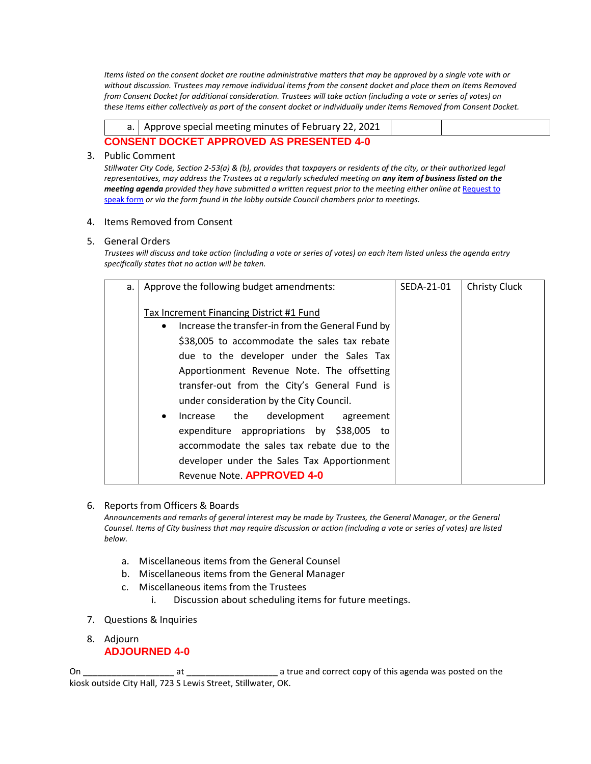*Items listed on the consent docket are routine administrative matters that may be approved by a single vote with or without discussion. Trustees may remove individual items from the consent docket and place them on Items Removed from Consent Docket for additional consideration. Trustees will take action (including a vote or series of votes) on these items either collectively as part of the consent docket or individually under Items Removed from Consent Docket.*

| | | | |
|---|---|---|---|
| a. | Approve special meeting minutes of February 22, 2021 | | |

**CONSENT DOCKET APPROVED AS PRESENTED 4-0**

3. Public Comment

   *Stillwater City Code, Section 2-53(a) & (b), provides that taxpayers or residents of the city, or their authorized legal representatives, may address the Trustees at a regularly scheduled meeting on* ***any item of business listed on the meeting agenda*** *provided they have submitted a written request prior to the meeting either online at* [Request to speak form]() *or via the form found in the lobby outside Council chambers prior to meetings.*

4. Items Removed from Consent

5. General Orders

   *Trustees will discuss and take action (including a vote or series of votes) on each item listed unless the agenda entry specifically states that no action will be taken.*

| | | | |
|---|---|---|---|
| a. | Approve the following budget amendments:<br><br>Tax Increment Financing District #1 Fund<br>• Increase the transfer-in from the General Fund by $38,005 to accommodate the sales tax rebate due to the developer under the Sales Tax Apportionment Revenue Note. The offsetting transfer-out from the City's General Fund is under consideration by the City Council.<br>• Increase the development agreement expenditure appropriations by $38,005 to accommodate the sales tax rebate due to the developer under the Sales Tax Apportionment Revenue Note. **APPROVED 4-0** | SEDA-21-01 | Christy Cluck |

6. Reports from Officers & Boards

   *Announcements and remarks of general interest may be made by Trustees, the General Manager, or the General Counsel. Items of City business that may require discussion or action (including a vote or series of votes) are listed below.*

   a. Miscellaneous items from the General Counsel
   b. Miscellaneous items from the General Manager
   c. Miscellaneous items from the Trustees
      i. Discussion about scheduling items for future meetings.

7. Questions & Inquiries

8. Adjourn

   **ADJOURNED 4-0**

On ___________________ at ___________________ a true and correct copy of this agenda was posted on the kiosk outside City Hall, 723 S Lewis Street, Stillwater, OK.